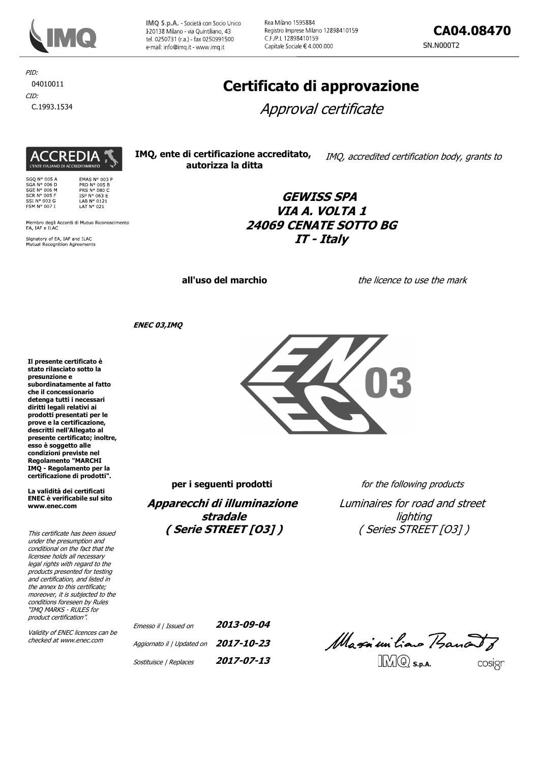IMQ S.p.A. - Società con Socio Unico
I-20138 Milano - via Quintiliano, 43
tel. 0250731 (r.a.) - fax 0250991500
e-mail: info@imq.it - www.imq.it

Rea Milano 1595884
Registro Imprese Milano 12898410159
C.F./P.I. 12898410159
Capitale Sociale € 4.000.000

**CA04.08470**

SN.N000T2

*PID:*
04010011

*CID:*
C.1993.1534

# Certificato di approvazione

## *Approval certificate*

ACCREDIA
L'ENTE ITALIANO DI ACCREDITAMENTO

SGQ N° 005 A
SGA N° 006 D
SGE N° 006 M
SCR N° 005 F
SSI N° 003 G
FSM N° 007 I
EMAS N° 003 P
PRD N° 005 B
PRS N° 080 C
ISP N° 063 E
LAB N° 0121
LAT N° 021

Membro degli Accordi di Mutuo Riconoscimento EA, IAF e ILAC

Signatory of EA, IAF and ILAC Mutual Recognition Agreements

**IMQ, ente di certificazione accreditato, autorizza la ditta** | *IMQ, accredited certification body, grants to*

***GEWISS SPA***
***VIA A. VOLTA 1***
***24069 CENATE SOTTO BG***
***IT - Italy***

**all'uso del marchio** | *the licence to use the mark*

***ENEC 03,IMQ***

**Il presente certificato è stato rilasciato sotto la presunzione e subordinatamente al fatto che il concessionario detenga tutti i necessari diritti legali relativi ai prodotti presentati per le prove e la certificazione, descritti nell'Allegato al presente certificato; inoltre, esso è soggetto alle condizioni previste nel Regolamento "MARCHI IMQ - Regolamento per la certificazione di prodotti".**

**La validità dei certificati ENEC è verificabile sul sito www.enec.com**

*This certificate has been issued under the presumption and conditional on the fact that the licensee holds all necessary legal rights with regard to the products presented for testing and certification, and listed in the annex to this certificate; moreover, it is subjected to the conditions foreseen by Rules "IMQ MARKS - RULES for product certification".*

*Validity of ENEC licences can be checked at www.enec.com*

**per i seguenti prodotti** | *for the following products*

***Apparecchi di illuminazione stradale ( Serie STREET [O3] )***

*Luminaires for road and street lighting ( Series STREET [O3] )*

*Emesso il | Issued on* ***2013-09-04***

*Aggiornato il | Updated on* ***2017-10-23***

*Sostituisce | Replaces* ***2017-07-13***

IMQ S.p.A.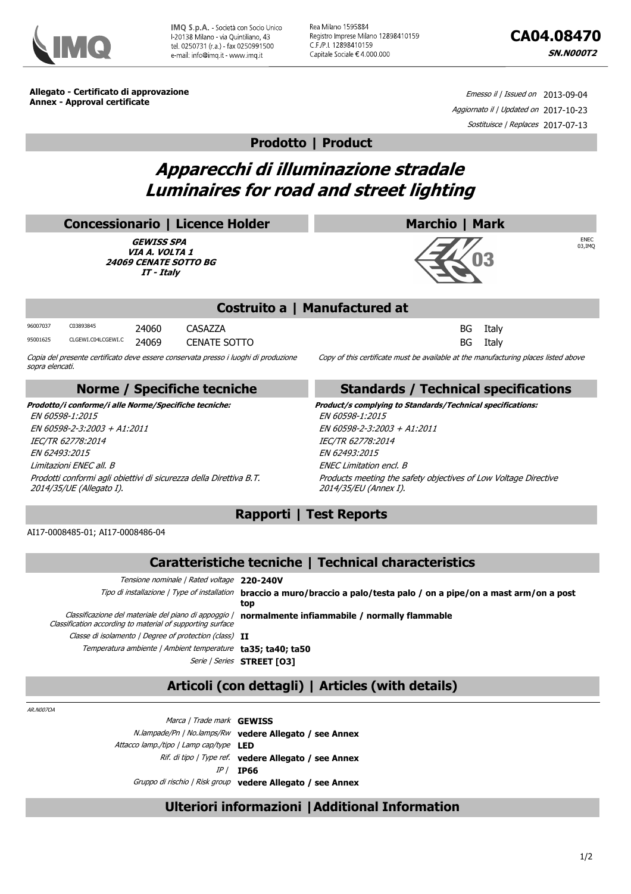IMQ S.p.A. - Società con Socio Unico
I-20138 Milano - via Quintiliano, 43
tel. 0250731 (r.a.) - fax 0250991500
e-mail: info@imq.it - www.imq.it

Rea Milano 1595884
Registro Imprese Milano 12898410159
C.F./P.I. 12898410159
Capitale Sociale € 4.000.000

# CA04.08470

**SN.N000T2**

**Allegato - Certificato di approvazione**
**Annex - Approval certificate**

*Emesso il | Issued on* 2013-09-04
*Aggiornato il | Updated on* 2017-10-23
*Sostituisce | Replaces* 2017-07-13

## Prodotto | Product

# *Apparecchi di illuminazione stradale*
# *Luminaires for road and street lighting*

## Concessionario | Licence Holder

***GEWISS SPA***
***VIA A. VOLTA 1***
***24069 CENATE SOTTO BG***
***IT - Italy***

## Marchio | Mark

ENEC 03 — ENEC 03,IMQ

## Costruito a | Manufactured at

| | | | | | |
|---|---|---|---|---|---|
| 96007037 | C03893845 | 24060 | CASAZZA | BG | Italy |
| 95001625 | CLGEWI.C04LCGEWI.C | 24069 | CENATE SOTTO | BG | Italy |

*Copia del presente certificato deve essere conservata presso i luoghi di produzione sopra elencati.*

*Copy of this certificate must be available at the manufacturing places listed above*

## Norme / Specifiche tecniche

***Prodotto/i conforme/i alle Norme/Specifiche tecniche:***
*EN 60598-1:2015*
*EN 60598-2-3:2003 + A1:2011*
*IEC/TR 62778:2014*
*EN 62493:2015*
*Limitazioni ENEC all. B*
*Prodotti conformi agli obiettivi di sicurezza della Direttiva B.T. 2014/35/UE (Allegato I).*

## Standards / Technical specifications

***Product/s complying to Standards/Technical specifications:***
*EN 60598-1:2015*
*EN 60598-2-3:2003 + A1:2011*
*IEC/TR 62778:2014*
*EN 62493:2015*
*ENEC Limitation encl. B*
*Products meeting the safety objectives of Low Voltage Directive 2014/35/EU (Annex I).*

## Rapporti | Test Reports

AI17-0008485-01; AI17-0008486-04

## Caratteristiche tecniche | Technical characteristics

| | |
|---|---|
| *Tensione nominale \| Rated voltage* | **220-240V** |
| *Tipo di installazione \| Type of installation* | **braccio a muro/braccio a palo/testa palo / on a pipe/on a mast arm/on a post top** |
| *Classificazione del materiale del piano di appoggio \| Classification according to material of supporting surface* | **normalmente infiammabile / normally flammable** |
| *Classe di isolamento \| Degree of protection (class)* | **II** |
| *Temperatura ambiente \| Ambient temperature* | **ta35; ta40; ta50** |
| *Serie \| Series* | **STREET [O3]** |

## Articoli (con dettagli) | Articles (with details)

*AR.N007OA*

| | |
|---|---|
| *Marca \| Trade mark* | **GEWISS** |
| *N.lampade/Pn \| No.lamps/Rw* | **vedere Allegato / see Annex** |
| *Attacco lamp./tipo \| Lamp cap/type* | **LED** |
| *Rif. di tipo \| Type ref.* | **vedere Allegato / see Annex** |
| *IP \|* | **IP66** |
| *Gruppo di rischio \| Risk group* | **vedere Allegato / see Annex** |

## Ulteriori informazioni | Additional Information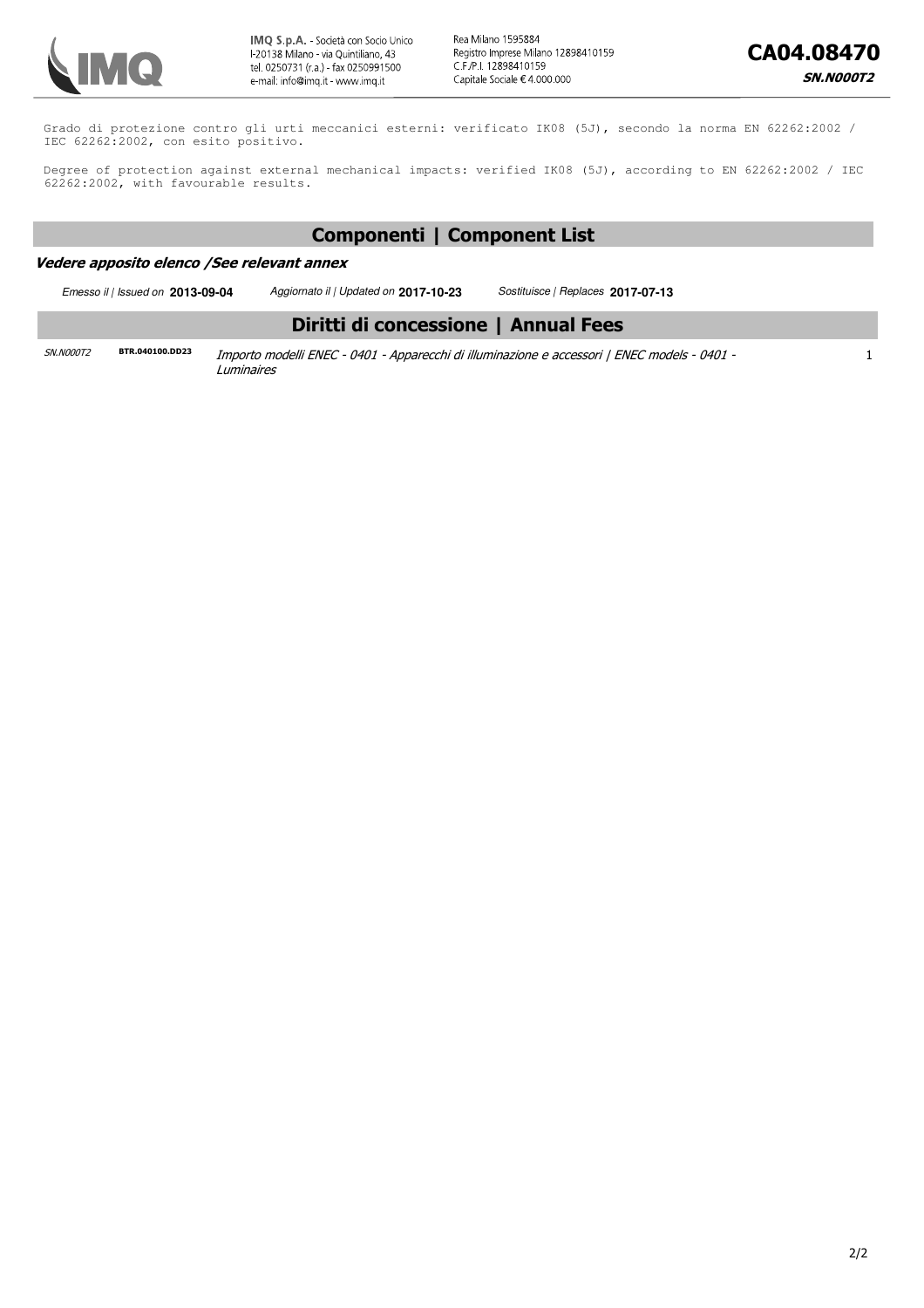Grado di protezione contro gli urti meccanici esterni: verificato IK08 (5J), secondo la norma EN 62262:2002 / IEC 62262:2002, con esito positivo.

Degree of protection against external mechanical impacts: verified IK08 (5J), according to EN 62262:2002 / IEC 62262:2002, with favourable results.

## Componenti | Component List

***Vedere apposito elenco /See relevant annex***

*Emesso il | Issued on* **2013-09-04** *Aggiornato il | Updated on* **2017-10-23** *Sostituisce | Replaces* **2017-07-13**

## Diritti di concessione | Annual Fees

| | | | |
|---|---|---|---|
| *SN.N000T2* | **BTR.040100.DD23** | *Importo modelli ENEC - 0401 - Apparecchi di illuminazione e accessori \| ENEC models - 0401 - Luminaires* | 1 |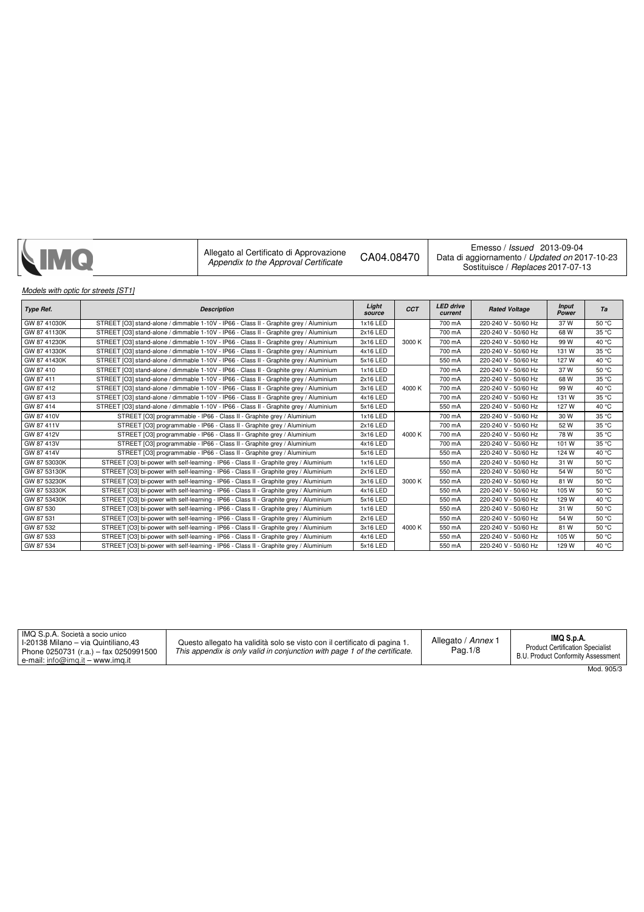| | Allegato al Certificato di Approvazione<br>*Appendix to the Approval Certificate* | CA04.08470 | Emesso / *Issued* 2013-09-04<br>Data di aggiornamento / *Updated on* 2017-10-23<br>Sostituisce / *Replaces* 2017-07-13 |
|---|---|---|---|

*Models with optic for streets [ST1]*

| *Type Ref.* | *Description* | *Light source* | *CCT* | *LED drive current* | *Rated Voltage* | *Input Power* | *Ta* |
|---|---|---|---|---|---|---|---|
| GW 87 41030K | STREET [O3] stand-alone / dimmable 1-10V - IP66 - Class II - Graphite grey / Aluminium | 1x16 LED | 3000 K | 700 mA | 220-240 V - 50/60 Hz | 37 W | 50 °C |
| GW 87 41130K | STREET [O3] stand-alone / dimmable 1-10V - IP66 - Class II - Graphite grey / Aluminium | 2x16 LED | | 700 mA | 220-240 V - 50/60 Hz | 68 W | 35 °C |
| GW 87 41230K | STREET [O3] stand-alone / dimmable 1-10V - IP66 - Class II - Graphite grey / Aluminium | 3x16 LED | | 700 mA | 220-240 V - 50/60 Hz | 99 W | 40 °C |
| GW 87 41330K | STREET [O3] stand-alone / dimmable 1-10V - IP66 - Class II - Graphite grey / Aluminium | 4x16 LED | | 700 mA | 220-240 V - 50/60 Hz | 131 W | 35 °C |
| GW 87 41430K | STREET [O3] stand-alone / dimmable 1-10V - IP66 - Class II - Graphite grey / Aluminium | 5x16 LED | | 550 mA | 220-240 V - 50/60 Hz | 127 W | 40 °C |
| GW 87 410 | STREET [O3] stand-alone / dimmable 1-10V - IP66 - Class II - Graphite grey / Aluminium | 1x16 LED | 4000 K | 700 mA | 220-240 V - 50/60 Hz | 37 W | 50 °C |
| GW 87 411 | STREET [O3] stand-alone / dimmable 1-10V - IP66 - Class II - Graphite grey / Aluminium | 2x16 LED | | 700 mA | 220-240 V - 50/60 Hz | 68 W | 35 °C |
| GW 87 412 | STREET [O3] stand-alone / dimmable 1-10V - IP66 - Class II - Graphite grey / Aluminium | 3x16 LED | | 700 mA | 220-240 V - 50/60 Hz | 99 W | 40 °C |
| GW 87 413 | STREET [O3] stand-alone / dimmable 1-10V - IP66 - Class II - Graphite grey / Aluminium | 4x16 LED | | 700 mA | 220-240 V - 50/60 Hz | 131 W | 35 °C |
| GW 87 414 | STREET [O3] stand-alone / dimmable 1-10V - IP66 - Class II - Graphite grey / Aluminium | 5x16 LED | | 550 mA | 220-240 V - 50/60 Hz | 127 W | 40 °C |
| GW 87 410V | STREET [O3] programmable - IP66 - Class II - Graphite grey / Aluminium | 1x16 LED | 4000 K | 700 mA | 220-240 V - 50/60 Hz | 30 W | 35 °C |
| GW 87 411V | STREET [O3] programmable - IP66 - Class II - Graphite grey / Aluminium | 2x16 LED | | 700 mA | 220-240 V - 50/60 Hz | 52 W | 35 °C |
| GW 87 412V | STREET [O3] programmable - IP66 - Class II - Graphite grey / Aluminium | 3x16 LED | | 700 mA | 220-240 V - 50/60 Hz | 78 W | 35 °C |
| GW 87 413V | STREET [O3] programmable - IP66 - Class II - Graphite grey / Aluminium | 4x16 LED | | 700 mA | 220-240 V - 50/60 Hz | 101 W | 35 °C |
| GW 87 414V | STREET [O3] programmable - IP66 - Class II - Graphite grey / Aluminium | 5x16 LED | | 550 mA | 220-240 V - 50/60 Hz | 124 W | 40 °C |
| GW 87 53030K | STREET [O3] bi-power with self-learning - IP66 - Class II - Graphite grey / Aluminium | 1x16 LED | 3000 K | 550 mA | 220-240 V - 50/60 Hz | 31 W | 50 °C |
| GW 87 53130K | STREET [O3] bi-power with self-learning - IP66 - Class II - Graphite grey / Aluminium | 2x16 LED | | 550 mA | 220-240 V - 50/60 Hz | 54 W | 50 °C |
| GW 87 53230K | STREET [O3] bi-power with self-learning - IP66 - Class II - Graphite grey / Aluminium | 3x16 LED | | 550 mA | 220-240 V - 50/60 Hz | 81 W | 50 °C |
| GW 87 53330K | STREET [O3] bi-power with self-learning - IP66 - Class II - Graphite grey / Aluminium | 4x16 LED | | 550 mA | 220-240 V - 50/60 Hz | 105 W | 50 °C |
| GW 87 53430K | STREET [O3] bi-power with self-learning - IP66 - Class II - Graphite grey / Aluminium | 5x16 LED | | 550 mA | 220-240 V - 50/60 Hz | 129 W | 40 °C |
| GW 87 530 | STREET [O3] bi-power with self-learning - IP66 - Class II - Graphite grey / Aluminium | 1x16 LED | 4000 K | 550 mA | 220-240 V - 50/60 Hz | 31 W | 50 °C |
| GW 87 531 | STREET [O3] bi-power with self-learning - IP66 - Class II - Graphite grey / Aluminium | 2x16 LED | | 550 mA | 220-240 V - 50/60 Hz | 54 W | 50 °C |
| GW 87 532 | STREET [O3] bi-power with self-learning - IP66 - Class II - Graphite grey / Aluminium | 3x16 LED | | 550 mA | 220-240 V - 50/60 Hz | 81 W | 50 °C |
| GW 87 533 | STREET [O3] bi-power with self-learning - IP66 - Class II - Graphite grey / Aluminium | 4x16 LED | | 550 mA | 220-240 V - 50/60 Hz | 105 W | 50 °C |
| GW 87 534 | STREET [O3] bi-power with self-learning - IP66 - Class II - Graphite grey / Aluminium | 5x16 LED | | 550 mA | 220-240 V - 50/60 Hz | 129 W | 40 °C |

| IMQ S.p.A. Società a socio unico<br>I-20138 Milano – via Quintiliano,43<br>Phone 0250731 (r.a.) – fax 0250991500<br>e-mail: info@imq.it – www.imq.it | Questo allegato ha validità solo se visto con il certificato di pagina 1.<br>*This appendix is only valid in conjunction with page 1 of the certificate.* | Allegato / *Annex* 1<br>Pag.1/8 | **IMQ S.p.A.**<br>Product Certification Specialist<br>B.U. Product Conformity Assessment |
|---|---|---|---|

Mod. 905/3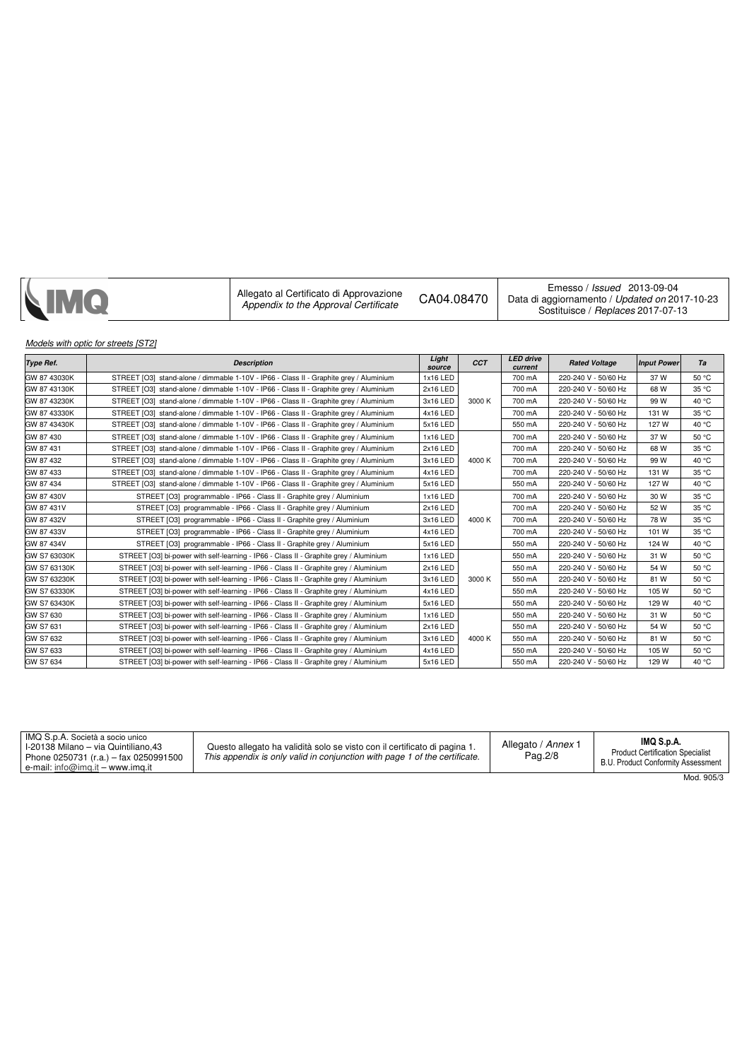*Models with optic for streets [ST2]*

| *Type Ref.* | *Description* | *Light source* | *CCT* | *LED drive current* | *Rated Voltage* | *Input Power* | *Ta* |
|---|---|---|---|---|---|---|---|
| GW 87 43030K | STREET [O3] stand-alone / dimmable 1-10V - IP66 - Class II - Graphite grey / Aluminium | 1x16 LED | 3000 K | 700 mA | 220-240 V - 50/60 Hz | 37 W | 50 °C |
| GW 87 43130K | STREET [O3] stand-alone / dimmable 1-10V - IP66 - Class II - Graphite grey / Aluminium | 2x16 LED | | 700 mA | 220-240 V - 50/60 Hz | 68 W | 35 °C |
| GW 87 43230K | STREET [O3] stand-alone / dimmable 1-10V - IP66 - Class II - Graphite grey / Aluminium | 3x16 LED | | 700 mA | 220-240 V - 50/60 Hz | 99 W | 40 °C |
| GW 87 43330K | STREET [O3] stand-alone / dimmable 1-10V - IP66 - Class II - Graphite grey / Aluminium | 4x16 LED | | 700 mA | 220-240 V - 50/60 Hz | 131 W | 35 °C |
| GW 87 43430K | STREET [O3] stand-alone / dimmable 1-10V - IP66 - Class II - Graphite grey / Aluminium | 5x16 LED | | 550 mA | 220-240 V - 50/60 Hz | 127 W | 40 °C |
| GW 87 430 | STREET [O3] stand-alone / dimmable 1-10V - IP66 - Class II - Graphite grey / Aluminium | 1x16 LED | 4000 K | 700 mA | 220-240 V - 50/60 Hz | 37 W | 50 °C |
| GW 87 431 | STREET [O3] stand-alone / dimmable 1-10V - IP66 - Class II - Graphite grey / Aluminium | 2x16 LED | | 700 mA | 220-240 V - 50/60 Hz | 68 W | 35 °C |
| GW 87 432 | STREET [O3] stand-alone / dimmable 1-10V - IP66 - Class II - Graphite grey / Aluminium | 3x16 LED | | 700 mA | 220-240 V - 50/60 Hz | 99 W | 40 °C |
| GW 87 433 | STREET [O3] stand-alone / dimmable 1-10V - IP66 - Class II - Graphite grey / Aluminium | 4x16 LED | | 700 mA | 220-240 V - 50/60 Hz | 131 W | 35 °C |
| GW 87 434 | STREET [O3] stand-alone / dimmable 1-10V - IP66 - Class II - Graphite grey / Aluminium | 5x16 LED | | 550 mA | 220-240 V - 50/60 Hz | 127 W | 40 °C |
| GW 87 430V | STREET [O3] programmable - IP66 - Class II - Graphite grey / Aluminium | 1x16 LED | 4000 K | 700 mA | 220-240 V - 50/60 Hz | 30 W | 35 °C |
| GW 87 431V | STREET [O3] programmable - IP66 - Class II - Graphite grey / Aluminium | 2x16 LED | | 700 mA | 220-240 V - 50/60 Hz | 52 W | 35 °C |
| GW 87 432V | STREET [O3] programmable - IP66 - Class II - Graphite grey / Aluminium | 3x16 LED | | 700 mA | 220-240 V - 50/60 Hz | 78 W | 35 °C |
| GW 87 433V | STREET [O3] programmable - IP66 - Class II - Graphite grey / Aluminium | 4x16 LED | | 700 mA | 220-240 V - 50/60 Hz | 101 W | 35 °C |
| GW 87 434V | STREET [O3] programmable - IP66 - Class II - Graphite grey / Aluminium | 5x16 LED | | 550 mA | 220-240 V - 50/60 Hz | 124 W | 40 °C |
| GW S7 63030K | STREET [O3] bi-power with self-learning - IP66 - Class II - Graphite grey / Aluminium | 1x16 LED | 3000 K | 550 mA | 220-240 V - 50/60 Hz | 31 W | 50 °C |
| GW S7 63130K | STREET [O3] bi-power with self-learning - IP66 - Class II - Graphite grey / Aluminium | 2x16 LED | | 550 mA | 220-240 V - 50/60 Hz | 54 W | 50 °C |
| GW S7 63230K | STREET [O3] bi-power with self-learning - IP66 - Class II - Graphite grey / Aluminium | 3x16 LED | | 550 mA | 220-240 V - 50/60 Hz | 81 W | 50 °C |
| GW S7 63330K | STREET [O3] bi-power with self-learning - IP66 - Class II - Graphite grey / Aluminium | 4x16 LED | | 550 mA | 220-240 V - 50/60 Hz | 105 W | 50 °C |
| GW S7 63430K | STREET [O3] bi-power with self-learning - IP66 - Class II - Graphite grey / Aluminium | 5x16 LED | | 550 mA | 220-240 V - 50/60 Hz | 129 W | 40 °C |
| GW S7 630 | STREET [O3] bi-power with self-learning - IP66 - Class II - Graphite grey / Aluminium | 1x16 LED | 4000 K | 550 mA | 220-240 V - 50/60 Hz | 31 W | 50 °C |
| GW S7 631 | STREET [O3] bi-power with self-learning - IP66 - Class II - Graphite grey / Aluminium | 2x16 LED | | 550 mA | 220-240 V - 50/60 Hz | 54 W | 50 °C |
| GW S7 632 | STREET [O3] bi-power with self-learning - IP66 - Class II - Graphite grey / Aluminium | 3x16 LED | | 550 mA | 220-240 V - 50/60 Hz | 81 W | 50 °C |
| GW S7 633 | STREET [O3] bi-power with self-learning - IP66 - Class II - Graphite grey / Aluminium | 4x16 LED | | 550 mA | 220-240 V - 50/60 Hz | 105 W | 50 °C |
| GW S7 634 | STREET [O3] bi-power with self-learning - IP66 - Class II - Graphite grey / Aluminium | 5x16 LED | | 550 mA | 220-240 V - 50/60 Hz | 129 W | 40 °C |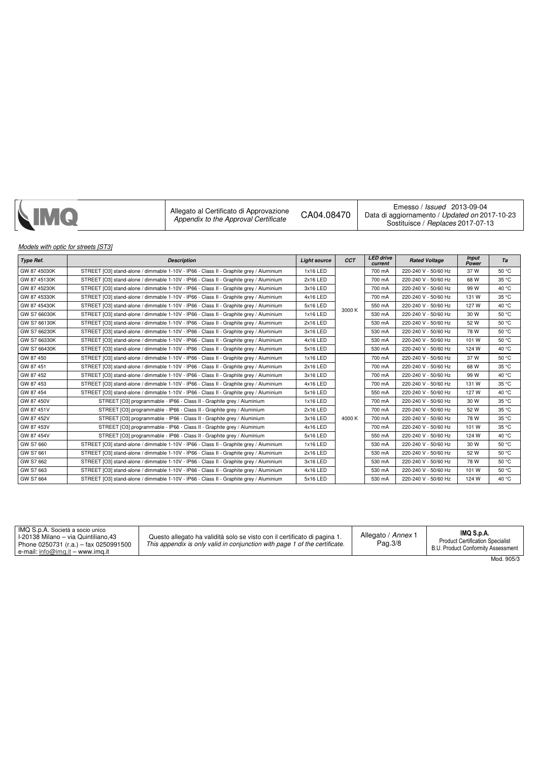*Models with optic for streets [ST3]*

| *Type Ref.* | *Description* | *Light source* | *CCT* | *LED drive current* | *Rated Voltage* | *Input Power* | *Ta* |
|---|---|---|---|---|---|---|---|
| GW 87 45030K | STREET [O3] stand-alone / dimmable 1-10V - IP66 - Class II - Graphite grey / Aluminium | 1x16 LED | 3000 K | 700 mA | 220-240 V - 50/60 Hz | 37 W | 50 °C |
| GW 87 45130K | STREET [O3] stand-alone / dimmable 1-10V - IP66 - Class II - Graphite grey / Aluminium | 2x16 LED | | 700 mA | 220-240 V - 50/60 Hz | 68 W | 35 °C |
| GW 87 45230K | STREET [O3] stand-alone / dimmable 1-10V - IP66 - Class II - Graphite grey / Aluminium | 3x16 LED | | 700 mA | 220-240 V - 50/60 Hz | 99 W | 40 °C |
| GW 87 45330K | STREET [O3] stand-alone / dimmable 1-10V - IP66 - Class II - Graphite grey / Aluminium | 4x16 LED | | 700 mA | 220-240 V - 50/60 Hz | 131 W | 35 °C |
| GW 87 45430K | STREET [O3] stand-alone / dimmable 1-10V - IP66 - Class II - Graphite grey / Aluminium | 5x16 LED | | 550 mA | 220-240 V - 50/60 Hz | 127 W | 40 °C |
| GW S7 66030K | STREET [O3] stand-alone / dimmable 1-10V - IP66 - Class II - Graphite grey / Aluminium | 1x16 LED | | 530 mA | 220-240 V - 50/60 Hz | 30 W | 50 °C |
| GW S7 66130K | STREET [O3] stand-alone / dimmable 1-10V - IP66 - Class II - Graphite grey / Aluminium | 2x16 LED | | 530 mA | 220-240 V - 50/60 Hz | 52 W | 50 °C |
| GW S7 66230K | STREET [O3] stand-alone / dimmable 1-10V - IP66 - Class II - Graphite grey / Aluminium | 3x16 LED | | 530 mA | 220-240 V - 50/60 Hz | 78 W | 50 °C |
| GW S7 66330K | STREET [O3] stand-alone / dimmable 1-10V - IP66 - Class II - Graphite grey / Aluminium | 4x16 LED | | 530 mA | 220-240 V - 50/60 Hz | 101 W | 50 °C |
| GW S7 66430K | STREET [O3] stand-alone / dimmable 1-10V - IP66 - Class II - Graphite grey / Aluminium | 5x16 LED | | 530 mA | 220-240 V - 50/60 Hz | 124 W | 40 °C |
| GW 87 450 | STREET [O3] stand-alone / dimmable 1-10V - IP66 - Class II - Graphite grey / Aluminium | 1x16 LED | 4000 K | 700 mA | 220-240 V - 50/60 Hz | 37 W | 50 °C |
| GW 87 451 | STREET [O3] stand-alone / dimmable 1-10V - IP66 - Class II - Graphite grey / Aluminium | 2x16 LED | | 700 mA | 220-240 V - 50/60 Hz | 68 W | 35 °C |
| GW 87 452 | STREET [O3] stand-alone / dimmable 1-10V - IP66 - Class II - Graphite grey / Aluminium | 3x16 LED | | 700 mA | 220-240 V - 50/60 Hz | 99 W | 40 °C |
| GW 87 453 | STREET [O3] stand-alone / dimmable 1-10V - IP66 - Class II - Graphite grey / Aluminium | 4x16 LED | | 700 mA | 220-240 V - 50/60 Hz | 131 W | 35 °C |
| GW 87 454 | STREET [O3] stand-alone / dimmable 1-10V - IP66 - Class II - Graphite grey / Aluminium | 5x16 LED | | 550 mA | 220-240 V - 50/60 Hz | 127 W | 40 °C |
| GW 87 450V | STREET [O3] programmable - IP66 - Class II - Graphite grey / Aluminium | 1x16 LED | | 700 mA | 220-240 V - 50/60 Hz | 30 W | 50 °C |
| GW 87 451V | STREET [O3] programmable - IP66 - Class II - Graphite grey / Aluminium | 2x16 LED | | 700 mA | 220-240 V - 50/60 Hz | 52 W | 35 °C |
| GW 87 452V | STREET [O3] programmable - IP66 - Class II - Graphite grey / Aluminium | 3x16 LED | | 700 mA | 220-240 V - 50/60 Hz | 78 W | 35 °C |
| GW 87 453V | STREET [O3] programmable - IP66 - Class II - Graphite grey / Aluminium | 4x16 LED | | 700 mA | 220-240 V - 50/60 Hz | 101 W | 35 °C |
| GW 87 454V | STREET [O3] programmable - IP66 - Class II - Graphite grey / Aluminium | 5x16 LED | | 550 mA | 220-240 V - 50/60 Hz | 124 W | 40 °C |
| GW S7 660 | STREET [O3] stand-alone / dimmable 1-10V - IP66 - Class II - Graphite grey / Aluminium | 1x16 LED | | 530 mA | 220-240 V - 50/60 Hz | 30 W | 50 °C |
| GW S7 661 | STREET [O3] stand-alone / dimmable 1-10V - IP66 - Class II - Graphite grey / Aluminium | 2x16 LED | | 530 mA | 220-240 V - 50/60 Hz | 52 W | 50 °C |
| GW S7 662 | STREET [O3] stand-alone / dimmable 1-10V - IP66 - Class II - Graphite grey / Aluminium | 3x16 LED | | 530 mA | 220-240 V - 50/60 Hz | 78 W | 50 °C |
| GW S7 663 | STREET [O3] stand-alone / dimmable 1-10V - IP66 - Class II - Graphite grey / Aluminium | 4x16 LED | | 530 mA | 220-240 V - 50/60 Hz | 101 W | 50 °C |
| GW S7 664 | STREET [O3] stand-alone / dimmable 1-10V - IP66 - Class II - Graphite grey / Aluminium | 5x16 LED | | 530 mA | 220-240 V - 50/60 Hz | 124 W | 40 °C |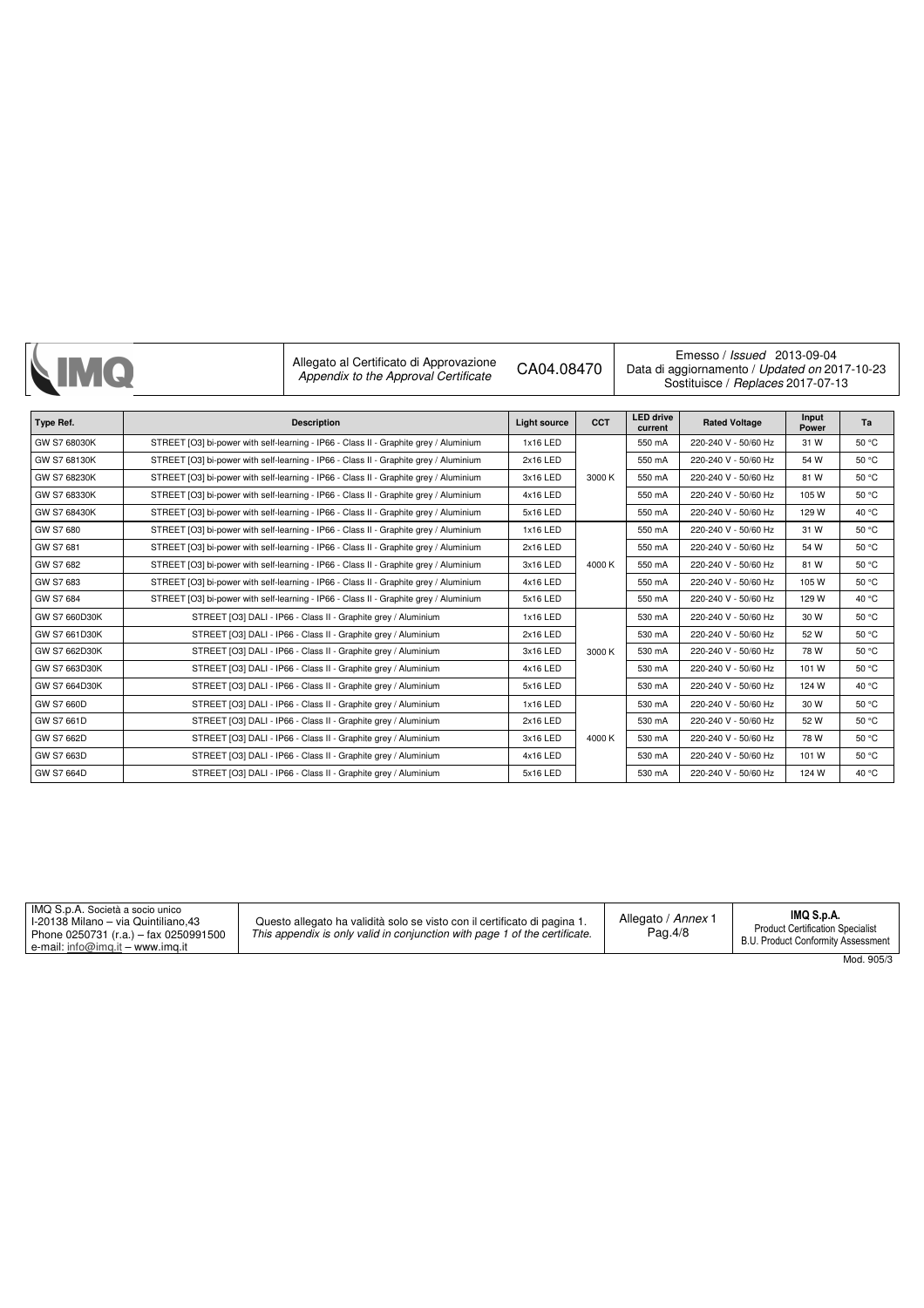| IMQ | Allegato al Certificato di Approvazione *Appendix to the Approval Certificate* | CA04.08470 | Emesso / *Issued* 2013-09-04 Data di aggiornamento / *Updated on* 2017-10-23 Sostituisce / *Replaces* 2017-07-13 |
|---|---|---|---|

| Type Ref. | Description | Light source | CCT | LED drive current | Rated Voltage | Input Power | Ta |
|---|---|---|---|---|---|---|---|
| GW S7 68030K | STREET [O3] bi-power with self-learning - IP66 - Class II - Graphite grey / Aluminium | 1x16 LED | 3000 K | 550 mA | 220-240 V - 50/60 Hz | 31 W | 50 °C |
| GW S7 68130K | STREET [O3] bi-power with self-learning - IP66 - Class II - Graphite grey / Aluminium | 2x16 LED | 3000 K | 550 mA | 220-240 V - 50/60 Hz | 54 W | 50 °C |
| GW S7 68230K | STREET [O3] bi-power with self-learning - IP66 - Class II - Graphite grey / Aluminium | 3x16 LED | 3000 K | 550 mA | 220-240 V - 50/60 Hz | 81 W | 50 °C |
| GW S7 68330K | STREET [O3] bi-power with self-learning - IP66 - Class II - Graphite grey / Aluminium | 4x16 LED | 3000 K | 550 mA | 220-240 V - 50/60 Hz | 105 W | 50 °C |
| GW S7 68430K | STREET [O3] bi-power with self-learning - IP66 - Class II - Graphite grey / Aluminium | 5x16 LED | 3000 K | 550 mA | 220-240 V - 50/60 Hz | 129 W | 40 °C |
| GW S7 680 | STREET [O3] bi-power with self-learning - IP66 - Class II - Graphite grey / Aluminium | 1x16 LED | 4000 K | 550 mA | 220-240 V - 50/60 Hz | 31 W | 50 °C |
| GW S7 681 | STREET [O3] bi-power with self-learning - IP66 - Class II - Graphite grey / Aluminium | 2x16 LED | 4000 K | 550 mA | 220-240 V - 50/60 Hz | 54 W | 50 °C |
| GW S7 682 | STREET [O3] bi-power with self-learning - IP66 - Class II - Graphite grey / Aluminium | 3x16 LED | 4000 K | 550 mA | 220-240 V - 50/60 Hz | 81 W | 50 °C |
| GW S7 683 | STREET [O3] bi-power with self-learning - IP66 - Class II - Graphite grey / Aluminium | 4x16 LED | 4000 K | 550 mA | 220-240 V - 50/60 Hz | 105 W | 50 °C |
| GW S7 684 | STREET [O3] bi-power with self-learning - IP66 - Class II - Graphite grey / Aluminium | 5x16 LED | 4000 K | 550 mA | 220-240 V - 50/60 Hz | 129 W | 40 °C |
| GW S7 660D30K | STREET [O3] DALI - IP66 - Class II - Graphite grey / Aluminium | 1x16 LED | 3000 K | 530 mA | 220-240 V - 50/60 Hz | 30 W | 50 °C |
| GW S7 661D30K | STREET [O3] DALI - IP66 - Class II - Graphite grey / Aluminium | 2x16 LED | 3000 K | 530 mA | 220-240 V - 50/60 Hz | 52 W | 50 °C |
| GW S7 662D30K | STREET [O3] DALI - IP66 - Class II - Graphite grey / Aluminium | 3x16 LED | 3000 K | 530 mA | 220-240 V - 50/60 Hz | 78 W | 50 °C |
| GW S7 663D30K | STREET [O3] DALI - IP66 - Class II - Graphite grey / Aluminium | 4x16 LED | 3000 K | 530 mA | 220-240 V - 50/60 Hz | 101 W | 50 °C |
| GW S7 664D30K | STREET [O3] DALI - IP66 - Class II - Graphite grey / Aluminium | 5x16 LED | 3000 K | 530 mA | 220-240 V - 50/60 Hz | 124 W | 40 °C |
| GW S7 660D | STREET [O3] DALI - IP66 - Class II - Graphite grey / Aluminium | 1x16 LED | 4000 K | 530 mA | 220-240 V - 50/60 Hz | 30 W | 50 °C |
| GW S7 661D | STREET [O3] DALI - IP66 - Class II - Graphite grey / Aluminium | 2x16 LED | 4000 K | 530 mA | 220-240 V - 50/60 Hz | 52 W | 50 °C |
| GW S7 662D | STREET [O3] DALI - IP66 - Class II - Graphite grey / Aluminium | 3x16 LED | 4000 K | 530 mA | 220-240 V - 50/60 Hz | 78 W | 50 °C |
| GW S7 663D | STREET [O3] DALI - IP66 - Class II - Graphite grey / Aluminium | 4x16 LED | 4000 K | 530 mA | 220-240 V - 50/60 Hz | 101 W | 50 °C |
| GW S7 664D | STREET [O3] DALI - IP66 - Class II - Graphite grey / Aluminium | 5x16 LED | 4000 K | 530 mA | 220-240 V - 50/60 Hz | 124 W | 40 °C |

| IMQ S.p.A. Società a socio unico I-20138 Milano – via Quintiliano,43 Phone 0250731 (r.a.) – fax 0250991500 e-mail: info@imq.it – www.imq.it | Questo allegato ha validità solo se visto con il certificato di pagina 1. *This appendix is only valid in conjunction with page 1 of the certificate.* | Allegato / *Annex* 1 Pag.4/8 | **IMQ S.p.A.** Product Certification Specialist B.U. Product Conformity Assessment |
|---|---|---|---|

Mod. 905/3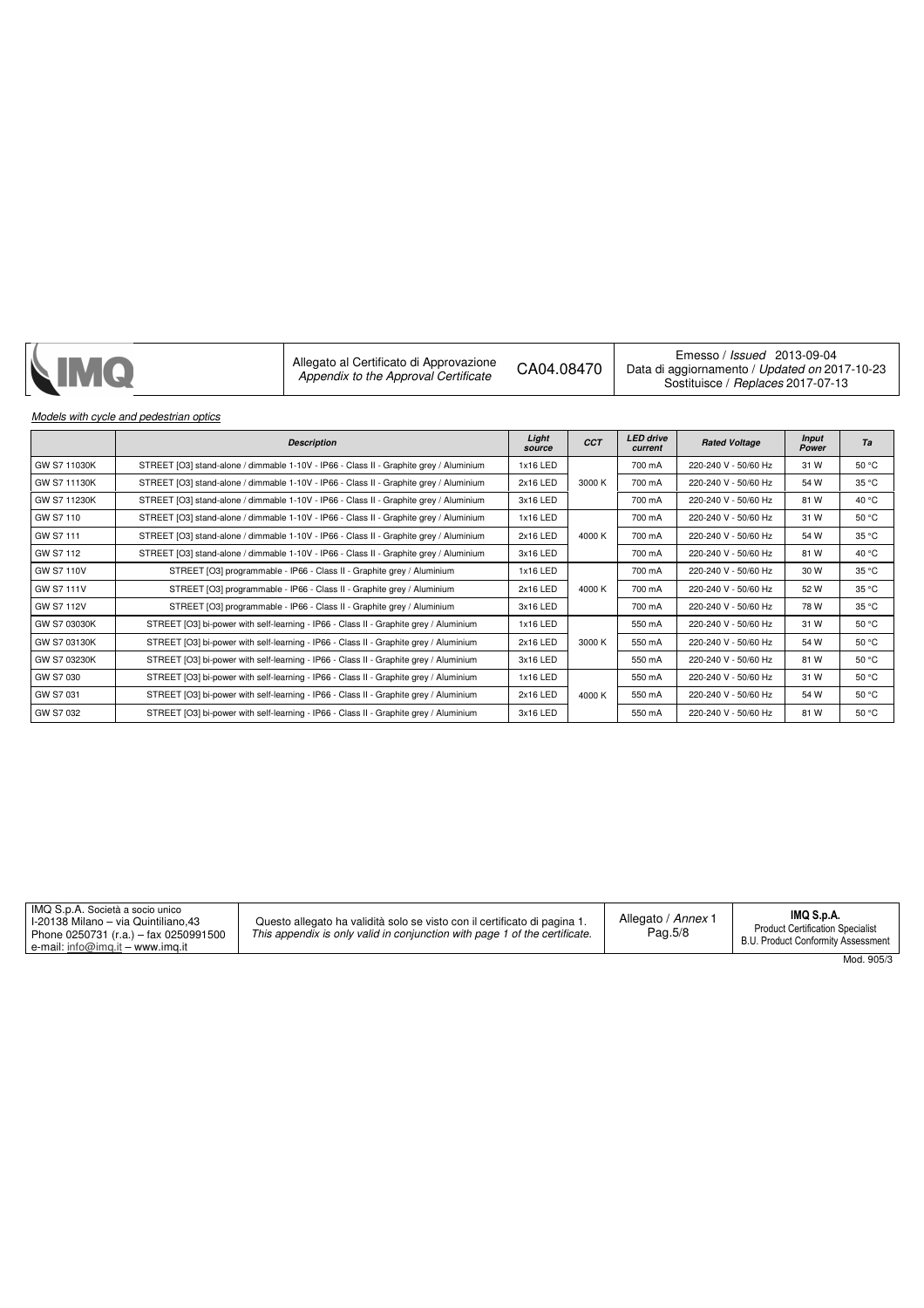*Models with cycle and pedestrian optics*

| | Description | Light source | CCT | LED drive current | Rated Voltage | Input Power | Ta |
|---|---|---|---|---|---|---|---|
| GW S7 11030K | STREET [O3] stand-alone / dimmable 1-10V - IP66 - Class II - Graphite grey / Aluminium | 1x16 LED | 3000 K | 700 mA | 220-240 V - 50/60 Hz | 31 W | 50 °C |
| GW S7 11130K | STREET [O3] stand-alone / dimmable 1-10V - IP66 - Class II - Graphite grey / Aluminium | 2x16 LED | | 700 mA | 220-240 V - 50/60 Hz | 54 W | 35 °C |
| GW S7 11230K | STREET [O3] stand-alone / dimmable 1-10V - IP66 - Class II - Graphite grey / Aluminium | 3x16 LED | | 700 mA | 220-240 V - 50/60 Hz | 81 W | 40 °C |
| GW S7 110 | STREET [O3] stand-alone / dimmable 1-10V - IP66 - Class II - Graphite grey / Aluminium | 1x16 LED | 4000 K | 700 mA | 220-240 V - 50/60 Hz | 31 W | 50 °C |
| GW S7 111 | STREET [O3] stand-alone / dimmable 1-10V - IP66 - Class II - Graphite grey / Aluminium | 2x16 LED | | 700 mA | 220-240 V - 50/60 Hz | 54 W | 35 °C |
| GW S7 112 | STREET [O3] stand-alone / dimmable 1-10V - IP66 - Class II - Graphite grey / Aluminium | 3x16 LED | | 700 mA | 220-240 V - 50/60 Hz | 81 W | 40 °C |
| GW S7 110V | STREET [O3] programmable - IP66 - Class II - Graphite grey / Aluminium | 1x16 LED | 4000 K | 700 mA | 220-240 V - 50/60 Hz | 30 W | 35 °C |
| GW S7 111V | STREET [O3] programmable - IP66 - Class II - Graphite grey / Aluminium | 2x16 LED | | 700 mA | 220-240 V - 50/60 Hz | 52 W | 35 °C |
| GW S7 112V | STREET [O3] programmable - IP66 - Class II - Graphite grey / Aluminium | 3x16 LED | | 700 mA | 220-240 V - 50/60 Hz | 78 W | 35 °C |
| GW S7 03030K | STREET [O3] bi-power with self-learning - IP66 - Class II - Graphite grey / Aluminium | 1x16 LED | 3000 K | 550 mA | 220-240 V - 50/60 Hz | 31 W | 50 °C |
| GW S7 03130K | STREET [O3] bi-power with self-learning - IP66 - Class II - Graphite grey / Aluminium | 2x16 LED | | 550 mA | 220-240 V - 50/60 Hz | 54 W | 50 °C |
| GW S7 03230K | STREET [O3] bi-power with self-learning - IP66 - Class II - Graphite grey / Aluminium | 3x16 LED | | 550 mA | 220-240 V - 50/60 Hz | 81 W | 50 °C |
| GW S7 030 | STREET [O3] bi-power with self-learning - IP66 - Class II - Graphite grey / Aluminium | 1x16 LED | 4000 K | 550 mA | 220-240 V - 50/60 Hz | 31 W | 50 °C |
| GW S7 031 | STREET [O3] bi-power with self-learning - IP66 - Class II - Graphite grey / Aluminium | 2x16 LED | | 550 mA | 220-240 V - 50/60 Hz | 54 W | 50 °C |
| GW S7 032 | STREET [O3] bi-power with self-learning - IP66 - Class II - Graphite grey / Aluminium | 3x16 LED | | 550 mA | 220-240 V - 50/60 Hz | 81 W | 50 °C |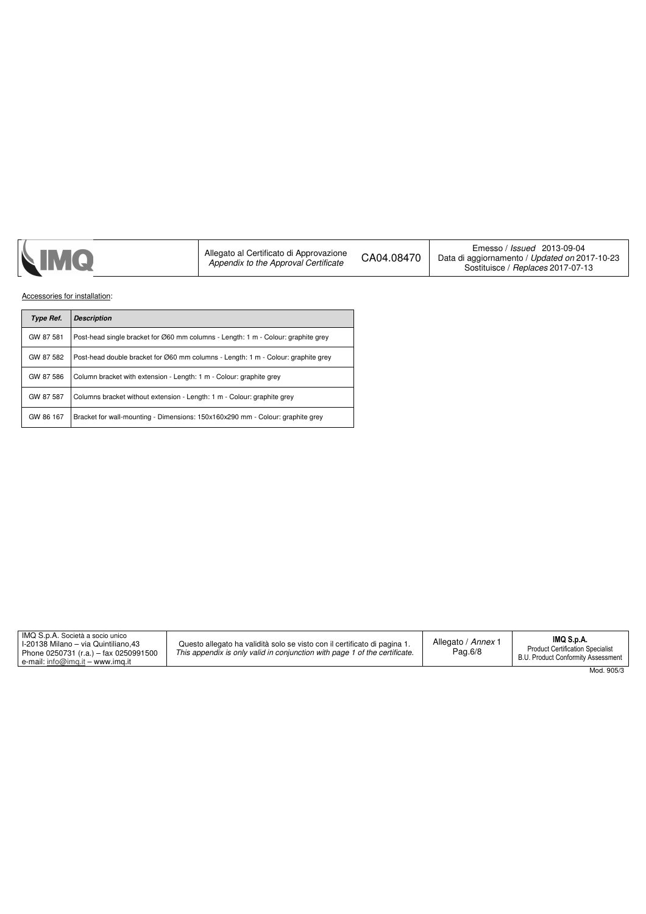Accessories for installation:

| Type Ref. | Description |
|---|---|
| GW 87 581 | Post-head single bracket for Ø60 mm columns - Length: 1 m - Colour: graphite grey |
| GW 87 582 | Post-head double bracket for Ø60 mm columns - Length: 1 m - Colour: graphite grey |
| GW 87 586 | Column bracket with extension - Length: 1 m - Colour: graphite grey |
| GW 87 587 | Columns bracket without extension - Length: 1 m - Colour: graphite grey |
| GW 86 167 | Bracket for wall-mounting - Dimensions: 150x160x290 mm - Colour: graphite grey |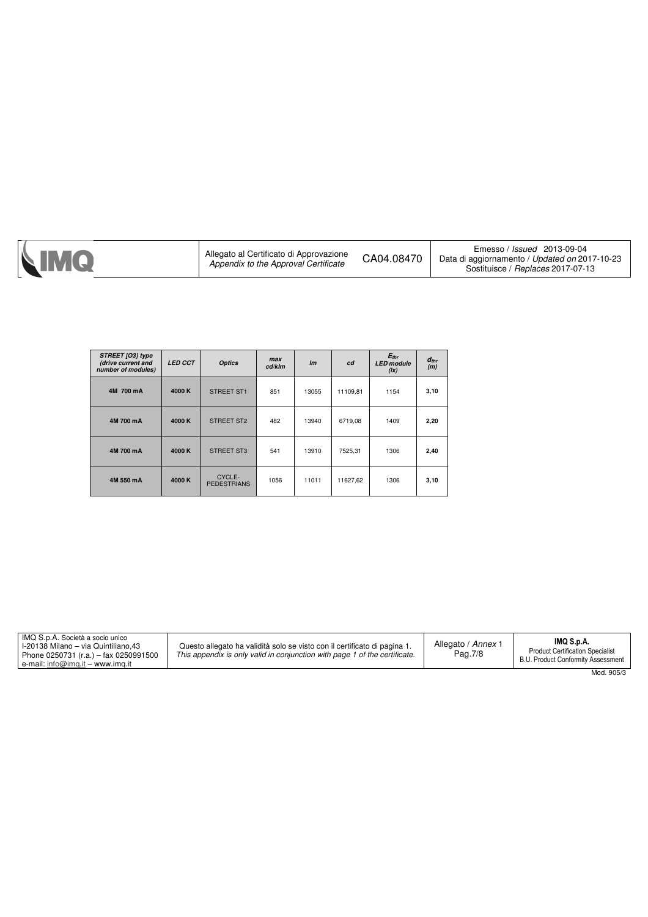| *STREET [O3] type (drive current and number of modules)* | *LED CCT* | *Optics* | *max cd/klm* | *lm* | *cd* | *$E_{thr}$ LED module (lx)* | *$d_{thr}$ (m)* |
|---|---|---|---|---|---|---|---|
| **4M 700 mA** | **4000 K** | STREET ST1 | 851 | 13055 | 11109,81 | 1154 | **3,10** |
| **4M 700 mA** | **4000 K** | STREET ST2 | 482 | 13940 | 6719,08 | 1409 | **2,20** |
| **4M 700 mA** | **4000 K** | STREET ST3 | 541 | 13910 | 7525,31 | 1306 | **2,40** |
| **4M 550 mA** | **4000 K** | CYCLE-PEDESTRIANS | 1056 | 11011 | 11627,62 | 1306 | **3,10** |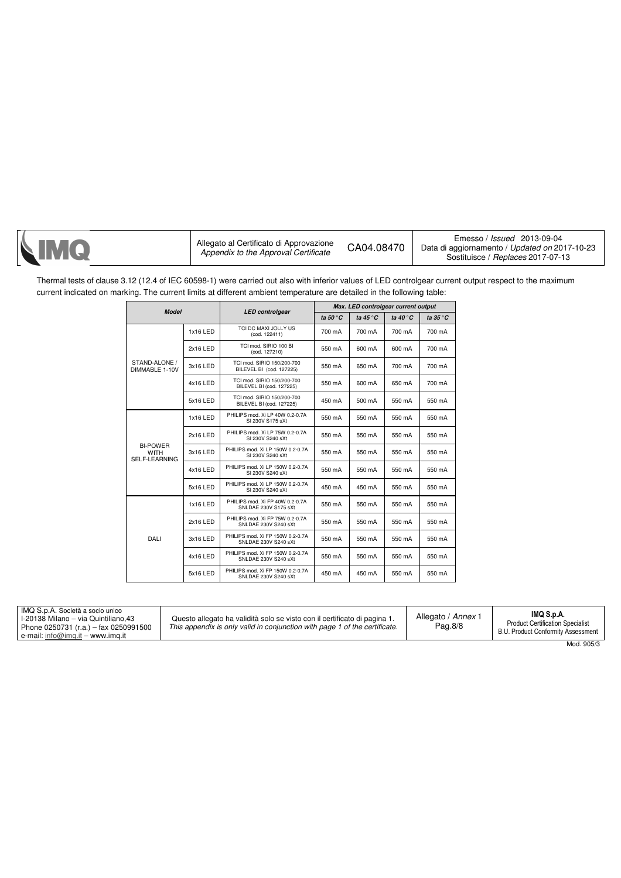Thermal tests of clause 3.12 (12.4 of IEC 60598-1) were carried out also with inferior values of LED controlgear current output respect to the maximum current indicated on marking. The current limits at different ambient temperature are detailed in the following table:

| ***Model*** | | ***LED controlgear*** | ***Max. LED controlgear current output*** | | | |
|---|---|---|---|---|---|---|
| | | | ***ta 50 °C*** | ***ta 45 °C*** | ***ta 40 °C*** | ***ta 35 °C*** |
| STAND-ALONE / DIMMABLE 1-10V | 1x16 LED | TCI DC MAXI JOLLY US (cod. 122411) | 700 mA | 700 mA | 700 mA | 700 mA |
| | 2x16 LED | TCI mod. SIRIO 100 BI (cod. 127210) | 550 mA | 600 mA | 600 mA | 700 mA |
| | 3x16 LED | TCI mod. SIRIO 150/200-700 BILEVEL BI (cod. 127225) | 550 mA | 650 mA | 700 mA | 700 mA |
| | 4x16 LED | TCI mod. SIRIO 150/200-700 BILEVEL BI (cod. 127225) | 550 mA | 600 mA | 650 mA | 700 mA |
| | 5x16 LED | TCI mod. SIRIO 150/200-700 BILEVEL BI (cod. 127225) | 450 mA | 500 mA | 550 mA | 550 mA |
| BI-POWER WITH SELF-LEARNING | 1x16 LED | PHILIPS mod. Xi LP 40W 0.2-0.7A SI 230V S175 sXt | 550 mA | 550 mA | 550 mA | 550 mA |
| | 2x16 LED | PHILIPS mod. Xi LP 75W 0.2-0.7A SI 230V S240 sXt | 550 mA | 550 mA | 550 mA | 550 mA |
| | 3x16 LED | PHILIPS mod. Xi LP 150W 0.2-0.7A SI 230V S240 sXt | 550 mA | 550 mA | 550 mA | 550 mA |
| | 4x16 LED | PHILIPS mod. Xi LP 150W 0.2-0.7A SI 230V S240 sXt | 550 mA | 550 mA | 550 mA | 550 mA |
| | 5x16 LED | PHILIPS mod. Xi LP 150W 0.2-0.7A SI 230V S240 sXt | 450 mA | 450 mA | 550 mA | 550 mA |
| DALI | 1x16 LED | PHILIPS mod. Xi FP 40W 0.2-0.7A SNLDAE 230V S175 sXt | 550 mA | 550 mA | 550 mA | 550 mA |
| | 2x16 LED | PHILIPS mod. Xi FP 75W 0.2-0.7A SNLDAE 230V S240 sXt | 550 mA | 550 mA | 550 mA | 550 mA |
| | 3x16 LED | PHILIPS mod. Xi FP 150W 0.2-0.7A SNLDAE 230V S240 sXt | 550 mA | 550 mA | 550 mA | 550 mA |
| | 4x16 LED | PHILIPS mod. Xi FP 150W 0.2-0.7A SNLDAE 230V S240 sXt | 550 mA | 550 mA | 550 mA | 550 mA |
| | 5x16 LED | PHILIPS mod. Xi FP 150W 0.2-0.7A SNLDAE 230V S240 sXt | 450 mA | 450 mA | 550 mA | 550 mA |